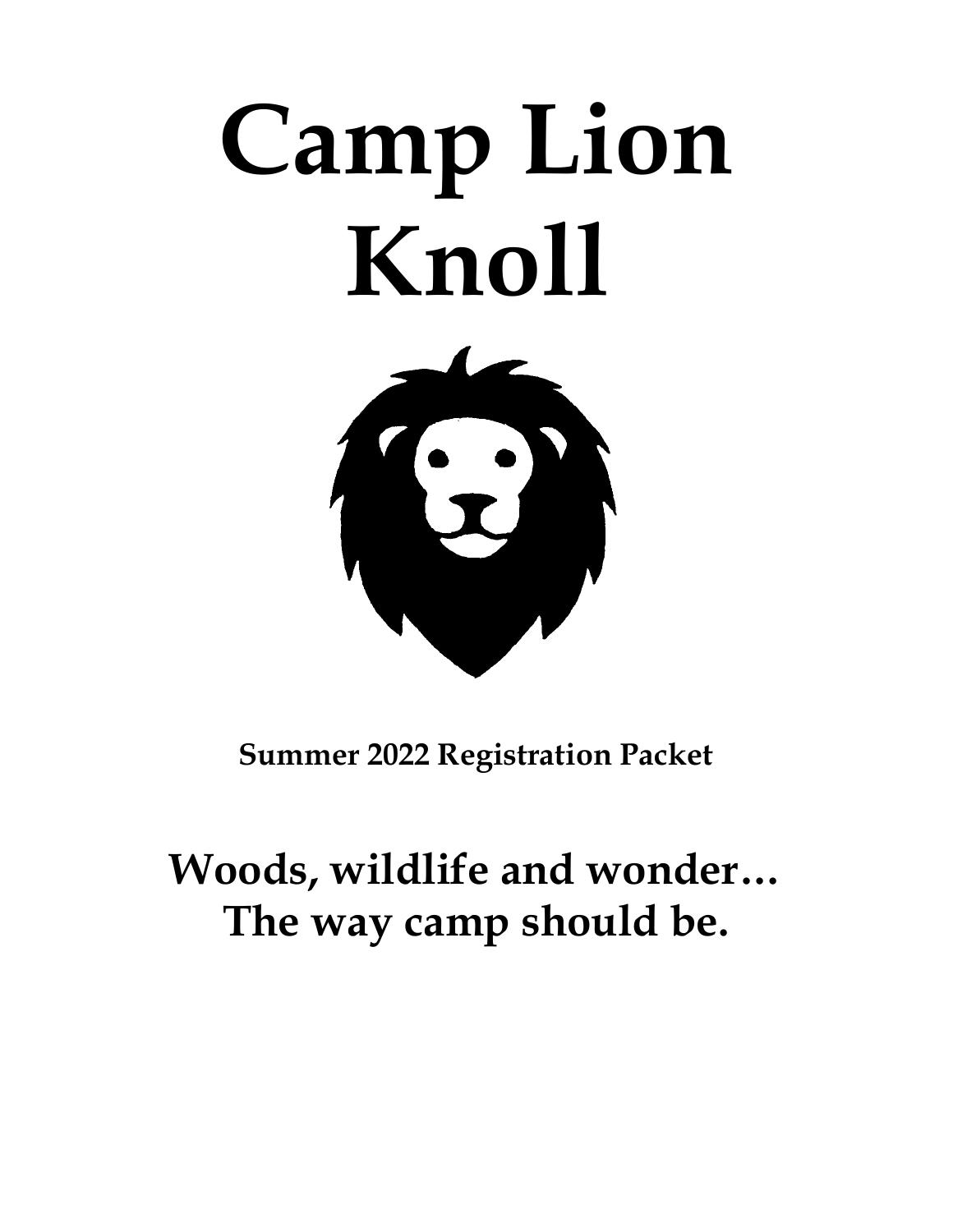# Camp Lion Knoll

**Summer 2022 Registration Packet**

## Woods, wildlife and wonder… The way camp should be.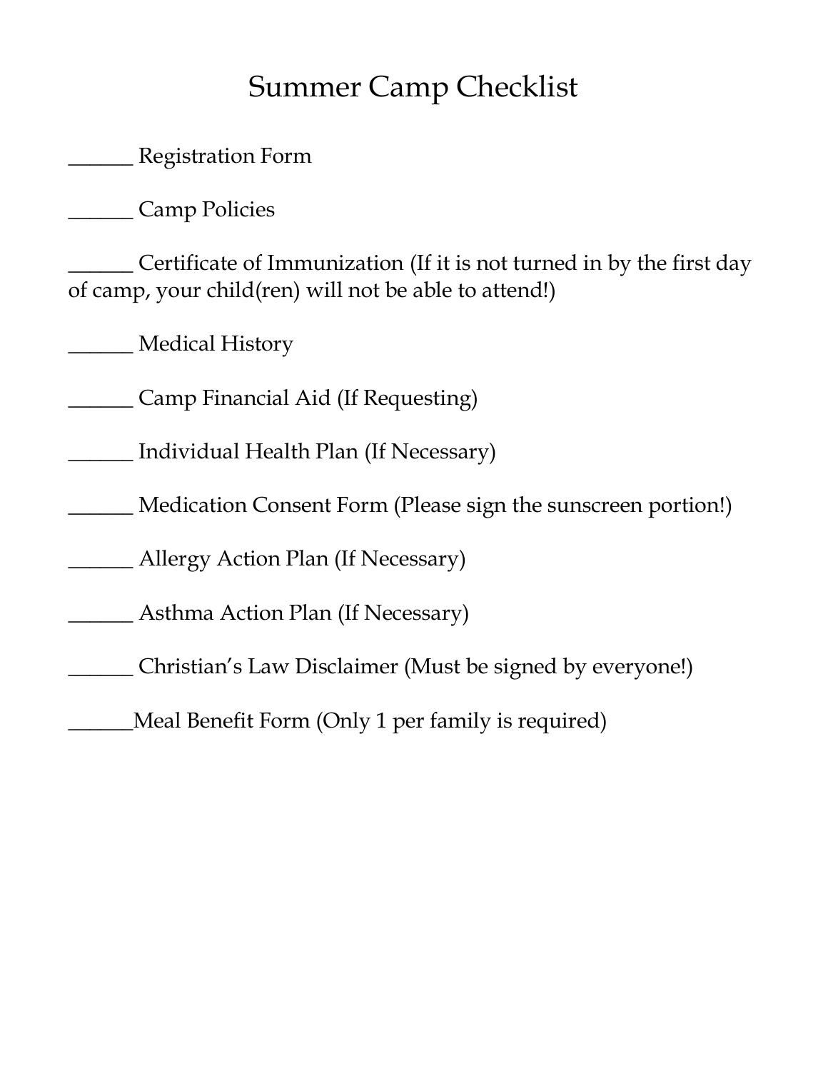# Summary Camp Checklist

______ Registration Form

______ Camp Policies

______ Certificate of Immunization (If it is not turned in by the first day of camp, your child(ren) will not be able to attend!)

______ Medical History

______ Camp Financial Aid (If Requesting)

______ Individual Health Plan (If Necessary)

______ Medication Consent Form (Please sign the sunscreen portion!)

______ Allergy Action Plan (If Necessary)

______ Asthma Action Plan (If Necessary)

______ Christian's Law Disclaimer (Must be signed by everyone!)

______Meal Benefit Form (Only 1 per family is required)

# Summer Camp Checklist

______ Registration Form

______ Camp Policies

______ Certificate of Immunization (If it is not turned in by the first day of camp, your child(ren) will not be able to attend!)

______ Medical History

______ Camp Financial Aid (If Requesting)

______ Individual Health Plan (If Necessary)

______ Medication Consent Form (Please sign the sunscreen portion!)

______ Allergy Action Plan (If Necessary)

______ Asthma Action Plan (If Necessary)

______ Christian's Law Disclaimer (Must be signed by everyone!)

______Meal Benefit Form (Only 1 per family is required)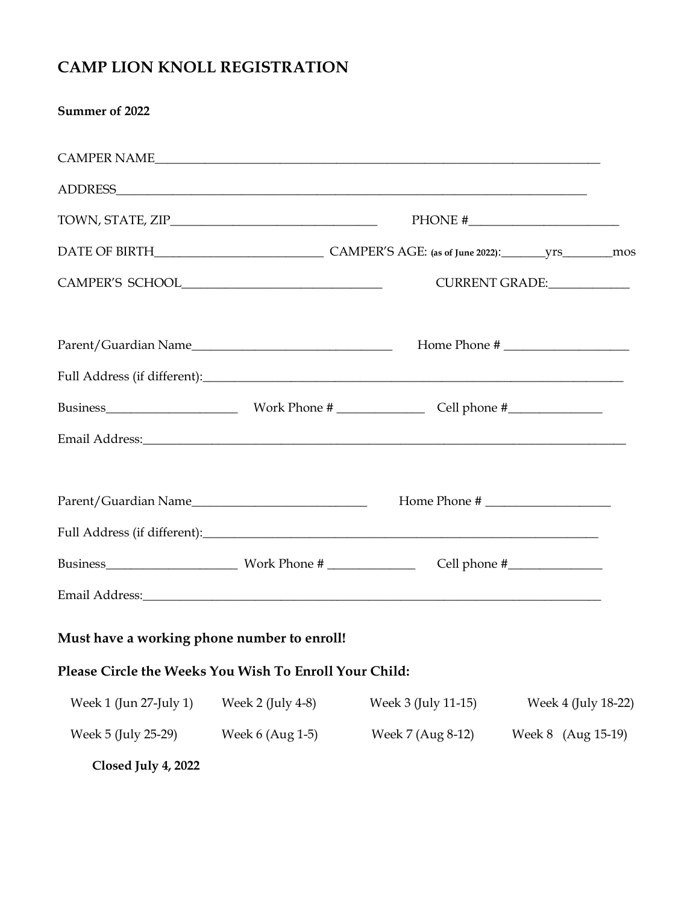# CAMP LION KNOLL REGISTRATION

**Summer of 2022**

CAMPER NAME___________________________________________________________________

ADDRESS______________________________________________________________________

TOWN, STATE, ZIP_______________________________ PHONE #_______________________

DATE OF BIRTH_________________________ CAMPER'S AGE: (as of June 2022):_______yrs________mos

CAMPER'S SCHOOL______________________________ CURRENT GRADE:____________

Parent/Guardian Name______________________________ Home Phone # ___________________

Full Address (if different):_________________________________________________________

Business____________________ Work Phone # _____________ Cell phone #______________

Email Address:____________________________________________________________________

Parent/Guardian Name__________________________ Home Phone # ___________________

Full Address (if different):_______________________________________________________

Business____________________ Work Phone # _____________ Cell phone #______________

Email Address:__________________________________________________________________

**Must have a working phone number to enroll!**

**Please Circle the Weeks You Wish To Enroll Your Child:**

| | | | |
|---|---|---|---|
| Week 1 (Jun 27-July 1) | Week 2 (July 4-8) | Week 3 (July 11-15) | Week 4 (July 18-22) |
| Week 5 (July 25-29) | Week 6 (Aug 1-5) | Week 7 (Aug 8-12) | Week 8 (Aug 15-19) |

**Closed July 4, 2022**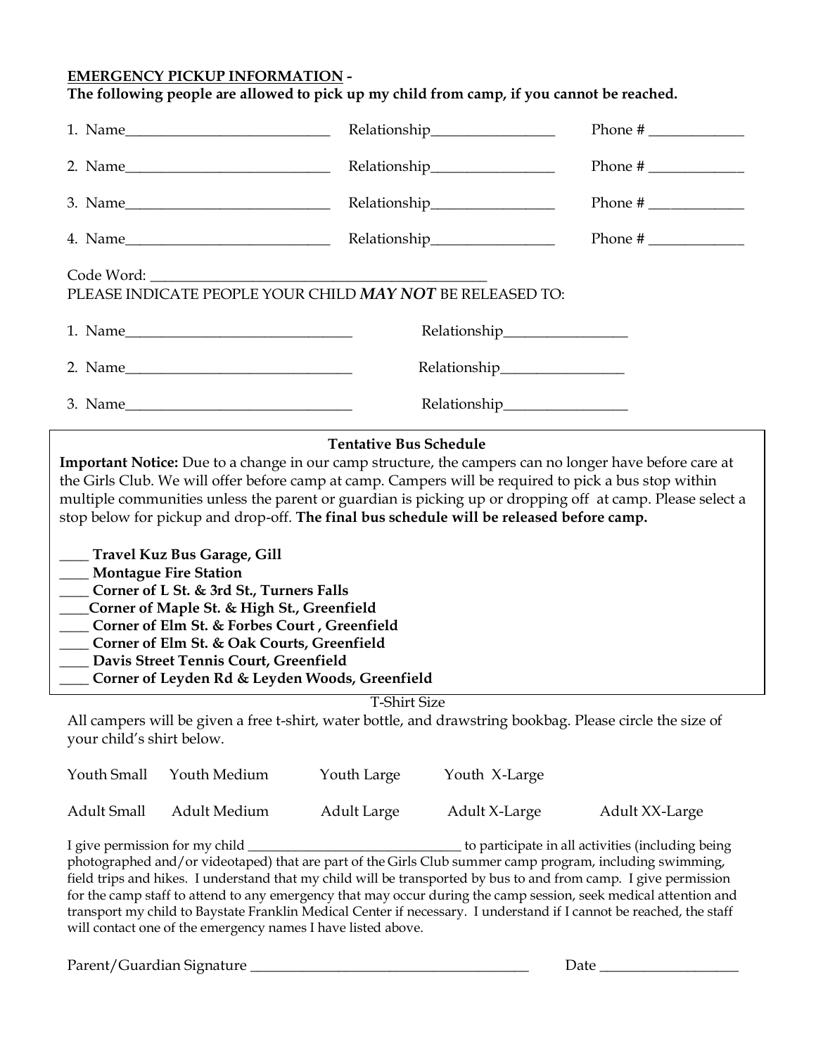**<u>EMERGENCY PICKUP INFORMATION</u> -**
**The following people are allowed to pick up my child from camp, if you cannot be reached.**

1. Name____________________________ Relationship_________________ Phone # _____________
2. Name____________________________ Relationship_________________ Phone # _____________
3. Name____________________________ Relationship_________________ Phone # _____________
4. Name____________________________ Relationship_________________ Phone # _____________

Code Word: ______________________________________________

PLEASE INDICATE PEOPLE YOUR CHILD ***MAY NOT*** BE RELEASED TO:

1. Name_______________________________ Relationship_________________
2. Name_______________________________ Relationship_________________
3. Name_______________________________ Relationship_________________

**Tentative Bus Schedule**

**Important Notice:** Due to a change in our camp structure, the campers can no longer have before care at the Girls Club. We will offer before camp at camp. Campers will be required to pick a bus stop within multiple communities unless the parent or guardian is picking up or dropping off at camp. Please select a stop below for pickup and drop-off. **The final bus schedule will be released before camp.**

**____ Travel Kuz Bus Garage, Gill**
**____ Montague Fire Station**
**____ Corner of L St. & 3rd St., Turners Falls**
**____Corner of Maple St. & High St., Greenfield**
**____ Corner of Elm St. & Forbes Court , Greenfield**
**____ Corner of Elm St. & Oak Courts, Greenfield**
**____ Davis Street Tennis Court, Greenfield**
**____ Corner of Leyden Rd & Leyden Woods, Greenfield**

T-Shirt Size

All campers will be given a free t-shirt, water bottle, and drawstring bookbag. Please circle the size of your child's shirt below.

Youth Small Youth Medium Youth Large Youth X-Large

Adult Small Adult Medium Adult Large Adult X-Large Adult XX-Large

I give permission for my child _______________________________ to participate in all activities (including being photographed and/or videotaped) that are part of the Girls Club summer camp program, including swimming, field trips and hikes. I understand that my child will be transported by bus to and from camp. I give permission for the camp staff to attend to any emergency that may occur during the camp session, seek medical attention and transport my child to Baystate Franklin Medical Center if necessary. I understand if I cannot be reached, the staff will contact one of the emergency names I have listed above.

Parent/Guardian Signature _______________________________________ Date ___________________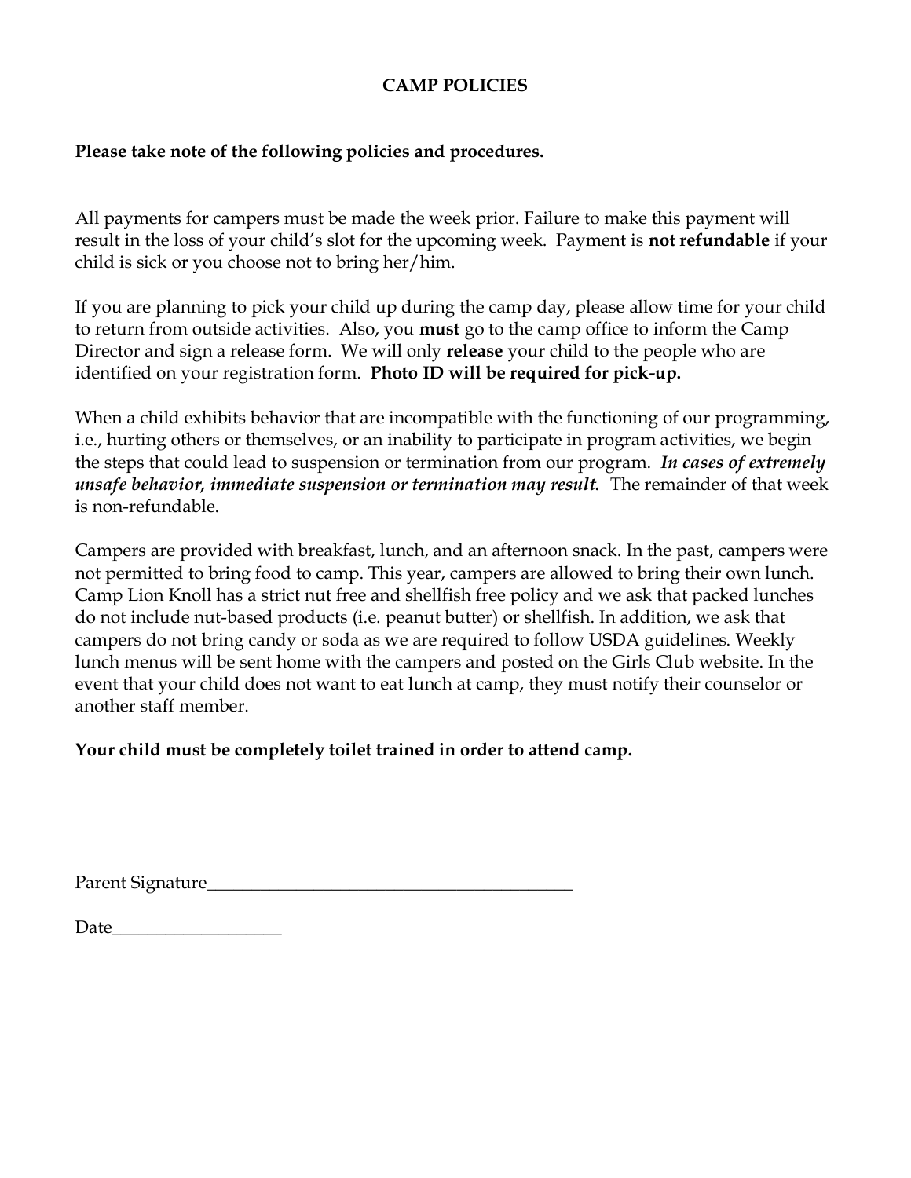# CAMP POLICIES

**Please take note of the following policies and procedures.**

All payments for campers must be made the week prior. Failure to make this payment will result in the loss of your child's slot for the upcoming week. Payment is **not refundable** if your child is sick or you choose not to bring her/him.

If you are planning to pick your child up during the camp day, please allow time for your child to return from outside activities. Also, you **must** go to the camp office to inform the Camp Director and sign a release form. We will only **release** your child to the people who are identified on your registration form. **Photo ID will be required for pick-up.**

When a child exhibits behavior that are incompatible with the functioning of our programming, i.e., hurting others or themselves, or an inability to participate in program activities, we begin the steps that could lead to suspension or termination from our program. ***In cases of extremely unsafe behavior, immediate suspension or termination may result.*** The remainder of that week is non-refundable.

Campers are provided with breakfast, lunch, and an afternoon snack. In the past, campers were not permitted to bring food to camp. This year, campers are allowed to bring their own lunch. Camp Lion Knoll has a strict nut free and shellfish free policy and we ask that packed lunches do not include nut-based products (i.e. peanut butter) or shellfish. In addition, we ask that campers do not bring candy or soda as we are required to follow USDA guidelines. Weekly lunch menus will be sent home with the campers and posted on the Girls Club website. In the event that your child does not want to eat lunch at camp, they must notify their counselor or another staff member.

**Your child must be completely toilet trained in order to attend camp.**

Parent Signature_________________________________________

Date___________________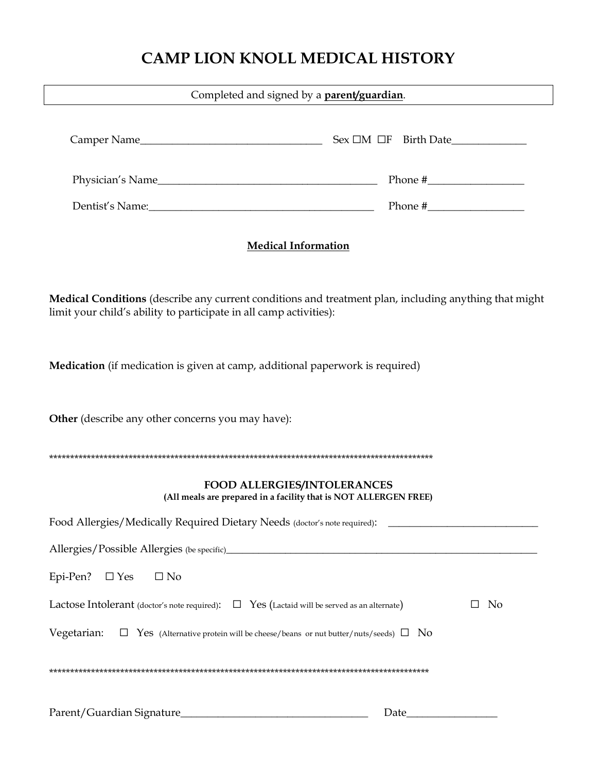# CAMP LION KNOLL MEDICAL HISTORY

Completed and signed by a **parent/guardian**.

Camper Name__________________________________ Sex ☐M ☐F Birth Date______________

Physician's Name________________________________________ Phone #__________________

Dentist's Name:__________________________________________ Phone #__________________

**Medical Information**

**Medical Conditions** (describe any current conditions and treatment plan, including anything that might limit your child's ability to participate in all camp activities):

**Medication** (if medication is given at camp, additional paperwork is required)

**Other** (describe any other concerns you may have):

**************************************************************************************************

### FOOD ALLERGIES/INTOLERANCES

**(All meals are prepared in a facility that is NOT ALLERGEN FREE)**

Food Allergies/Medically Required Dietary Needs (doctor's note required): _____________________________

Allergies/Possible Allergies (be specific)______________________________________________________________

Epi-Pen? ☐ Yes ☐ No

Lactose Intolerant (doctor's note required): ☐ Yes (Lactaid will be served as an alternate) ☐ No

Vegetarian: ☐ Yes (Alternative protein will be cheese/beans or nut butter/nuts/seeds) ☐ No

**************************************************************************************************

Parent/Guardian Signature____________________________________ Date_________________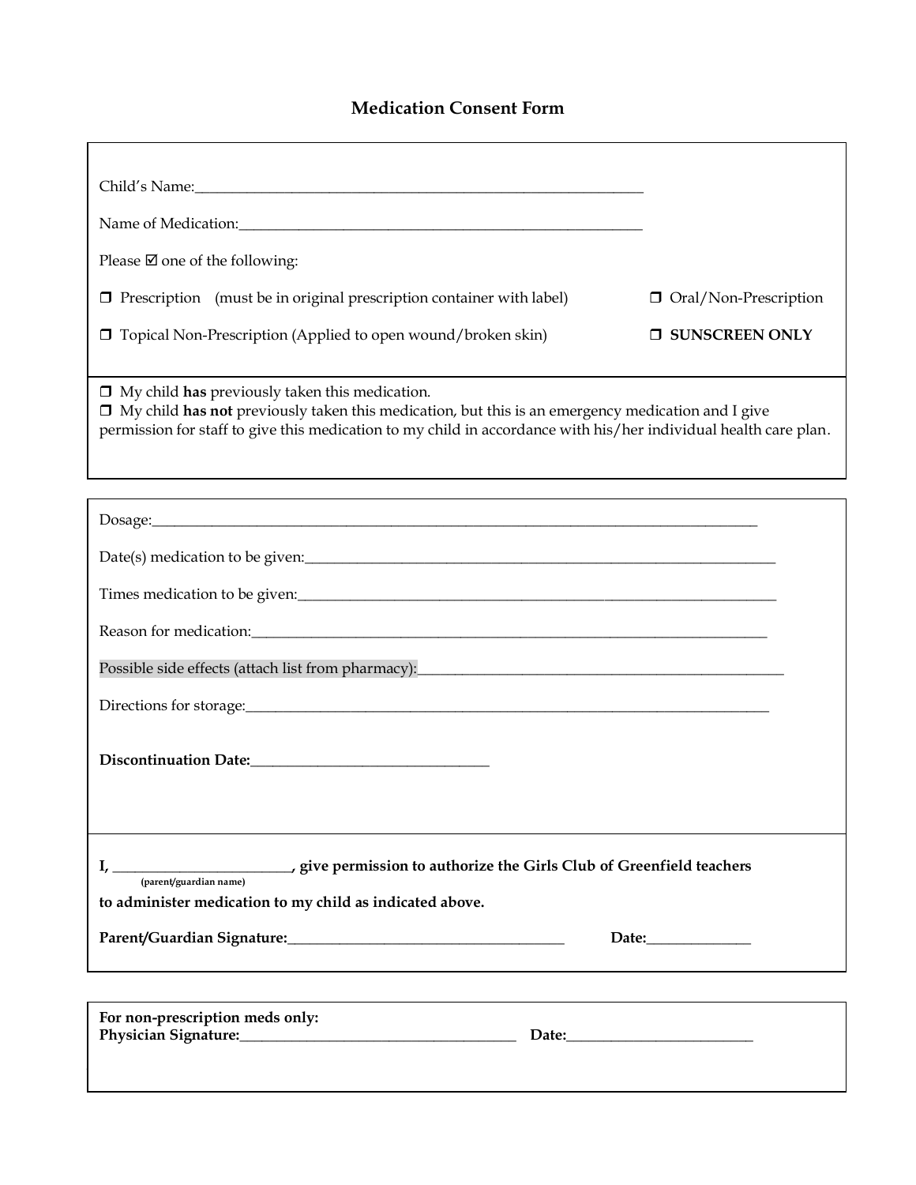# Medication Consent Form

Child's Name:_______________________________________________________________

Name of Medication:__________________________________________________________

Please ☑ one of the following:

❒ Prescription (must be in original prescription container with label) ❒ Oral/Non-Prescription

❒ Topical Non-Prescription (Applied to open wound/broken skin) ❒ **SUNSCREEN ONLY**

---

❒ My child **has** previously taken this medication.
❒ My child **has not** previously taken this medication, but this is an emergency medication and I give permission for staff to give this medication to my child in accordance with his/her individual health care plan.

---

Dosage:_____________________________________________________________________________

Date(s) medication to be given:________________________________________________________

Times medication to be given:_________________________________________________________

Reason for medication:_______________________________________________________________

Possible side effects (attach list from pharmacy):_________________________________________

Directions for storage:________________________________________________________________

**Discontinuation Date:**________________________________

---

**I, ________________________, give permission to authorize the Girls Club of Greenfield teachers**
(parent/guardian name)
**to administer medication to my child as indicated above.**

**Parent/Guardian Signature:**______________________________________ **Date:**______________

---

**For non-prescription meds only:**
**Physician Signature:**______________________________________ **Date:**_________________________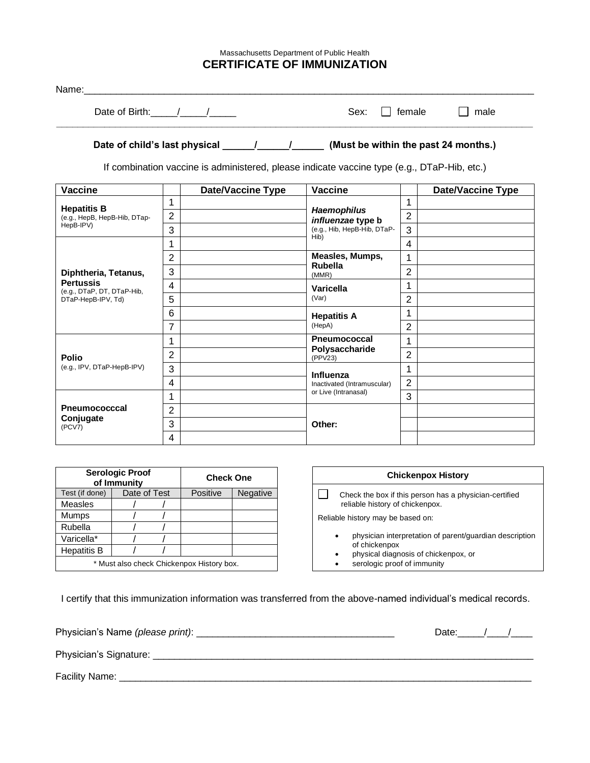Massachusetts Department of Public Health

# CERTIFICATE OF IMMUNIZATION

Name:\_\_\_\_\_\_\_\_\_\_\_\_\_\_\_\_\_\_\_\_\_\_\_\_\_\_\_\_\_\_\_\_\_\_\_\_\_\_\_\_\_\_\_\_\_\_\_\_\_\_\_\_\_\_\_\_\_\_\_\_\_\_\_\_\_\_\_\_\_\_

Date of Birth:\_\_\_\_\_/\_\_\_\_\_/\_\_\_\_\_ Sex: ☐ female ☐ male

**Date of child's last physical \_\_\_\_\_\_/\_\_\_\_\_\_/\_\_\_\_\_\_ (Must be within the past 24 months.)**

If combination vaccine is administered, please indicate vaccine type (e.g., DTaP-Hib, etc.)

| Vaccine | | Date/Vaccine Type | Vaccine | | Date/Vaccine Type |
|---|---|---|---|---|---|
| **Hepatitis B** (e.g., HepB, HepB-Hib, DTap-HepB-IPV) | 1 | | ***Haemophilus influenzae* type b** (e.g., Hib, HepB-Hib, DTaP-Hib) | 1 | |
| | 2 | | | 2 | |
| | 3 | | | 3 | |
| **Diphtheria, Tetanus, Pertussis** (e.g., DTaP, DT, DTaP-Hib, DTaP-HepB-IPV, Td) | 1 | | | 4 | |
| | 2 | | **Measles, Mumps, Rubella** (MMR) | 1 | |
| | 3 | | | 2 | |
| | 4 | | **Varicella** (Var) | 1 | |
| | 5 | | | 2 | |
| | 6 | | **Hepatitis A** (HepA) | 1 | |
| | 7 | | | 2 | |
| **Polio** (e.g., IPV, DTaP-HepB-IPV) | 1 | | **Pneumococcal Polysaccharide** (PPV23) | 1 | |
| | 2 | | | 2 | |
| | 3 | | **Influenza** Inactivated (Intramuscular) or Live (Intranasal) | 1 | |
| | 4 | | | 2 | |
| **Pneumococccal Conjugate** (PCV7) | 1 | | | 3 | |
| | 2 | | **Other:** | | |
| | 3 | | | | |
| | 4 | | | | |

| Serologic Proof of Immunity | | Check One | |
|---|---|---|---|
| Test (if done) | Date of Test | Positive | Negative |
| Measles | / / | | |
| Mumps | / / | | |
| Rubella | / / | | |
| Varicella* | / / | | |
| Hepatitis B | / / | | |
| * Must also check Chickenpox History box. | | | |

**Chickenpox History**

☐ Check the box if this person has a physician-certified reliable history of chickenpox.

Reliable history may be based on:

- physician interpretation of parent/guardian description of chickenpox
- physical diagnosis of chickenpox, or
- serologic proof of immunity

I certify that this immunization information was transferred from the above-named individual's medical records.

Physician's Name *(please print)*: \_\_\_\_\_\_\_\_\_\_\_\_\_\_\_\_\_\_\_\_\_\_\_\_\_\_\_\_\_\_\_\_\_\_\_\_ Date:\_\_\_\_\_/\_\_\_\_/\_\_\_\_

Physician's Signature: \_\_\_\_\_\_\_\_\_\_\_\_\_\_\_\_\_\_\_\_\_\_\_\_\_\_\_\_\_\_\_\_\_\_\_\_\_\_\_\_\_\_\_\_\_\_\_\_\_\_\_\_\_\_\_\_\_\_\_\_

Facility Name: \_\_\_\_\_\_\_\_\_\_\_\_\_\_\_\_\_\_\_\_\_\_\_\_\_\_\_\_\_\_\_\_\_\_\_\_\_\_\_\_\_\_\_\_\_\_\_\_\_\_\_\_\_\_\_\_\_\_\_\_\_\_\_\_\_\_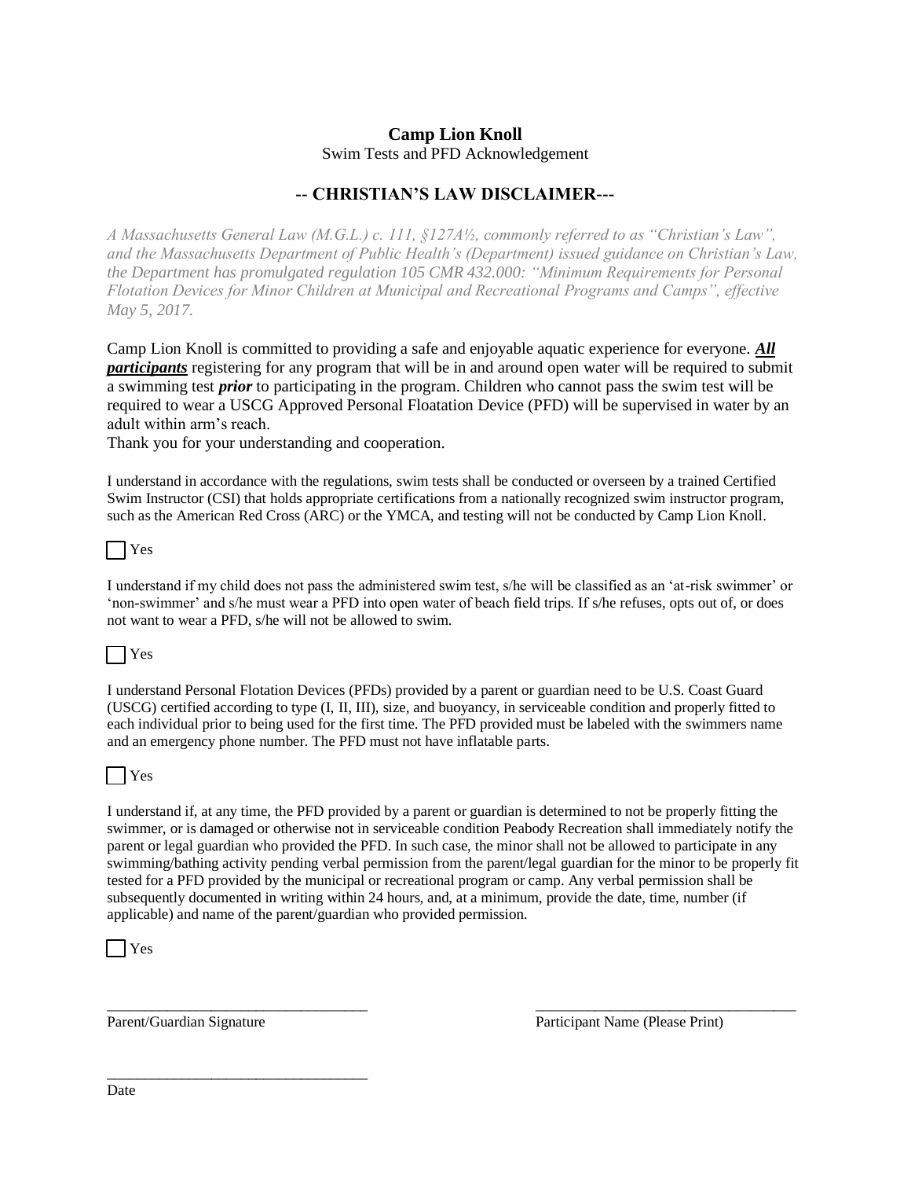# Camp Lion Knoll

Swim Tests and PFD Acknowledgement

## -- CHRISTIAN'S LAW DISCLAIMER---

*A Massachusetts General Law (M.G.L.) c. 111, §127A½, commonly referred to as "Christian's Law", and the Massachusetts Department of Public Health's (Department) issued guidance on Christian's Law, the Department has promulgated regulation 105 CMR 432.000: "Minimum Requirements for Personal Flotation Devices for Minor Children at Municipal and Recreational Programs and Camps", effective May 5, 2017.*

Camp Lion Knoll is committed to providing a safe and enjoyable aquatic experience for everyone. ***All participants*** registering for any program that will be in and around open water will be required to submit a swimming test ***prior*** to participating in the program. Children who cannot pass the swim test will be required to wear a USCG Approved Personal Floatation Device (PFD) will be supervised in water by an adult within arm's reach.

Thank you for your understanding and cooperation.

I understand in accordance with the regulations, swim tests shall be conducted or overseen by a trained Certified Swim Instructor (CSI) that holds appropriate certifications from a nationally recognized swim instructor program, such as the American Red Cross (ARC) or the YMCA, and testing will not be conducted by Camp Lion Knoll.

☐ Yes

I understand if my child does not pass the administered swim test, s/he will be classified as an 'at-risk swimmer' or 'non-swimmer' and s/he must wear a PFD into open water of beach field trips. If s/he refuses, opts out of, or does not want to wear a PFD, s/he will not be allowed to swim.

☐ Yes

I understand Personal Flotation Devices (PFDs) provided by a parent or guardian need to be U.S. Coast Guard (USCG) certified according to type (I, II, III), size, and buoyancy, in serviceable condition and properly fitted to each individual prior to being used for the first time. The PFD provided must be labeled with the swimmers name and an emergency phone number. The PFD must not have inflatable parts.

☐ Yes

I understand if, at any time, the PFD provided by a parent or guardian is determined to not be properly fitting the swimmer, or is damaged or otherwise not in serviceable condition Peabody Recreation shall immediately notify the parent or legal guardian who provided the PFD. In such case, the minor shall not be allowed to participate in any swimming/bathing activity pending verbal permission from the parent/legal guardian for the minor to be properly fit tested for a PFD provided by the municipal or recreational program or camp. Any verbal permission shall be subsequently documented in writing within 24 hours, and, at a minimum, provide the date, time, number (if applicable) and name of the parent/guardian who provided permission.

☐ Yes

\_\_\_\_\_\_\_\_\_\_\_\_\_\_\_\_\_\_\_\_\_\_\_\_\_\_\_\_\_\_\_\_\_\_\_
Parent/Guardian Signature

\_\_\_\_\_\_\_\_\_\_\_\_\_\_\_\_\_\_\_\_\_\_\_\_\_\_\_\_\_\_\_\_\_\_\_
Participant Name (Please Print)

\_\_\_\_\_\_\_\_\_\_\_\_\_\_\_\_\_\_\_\_\_\_\_\_\_\_\_\_\_\_\_\_\_\_\_
Date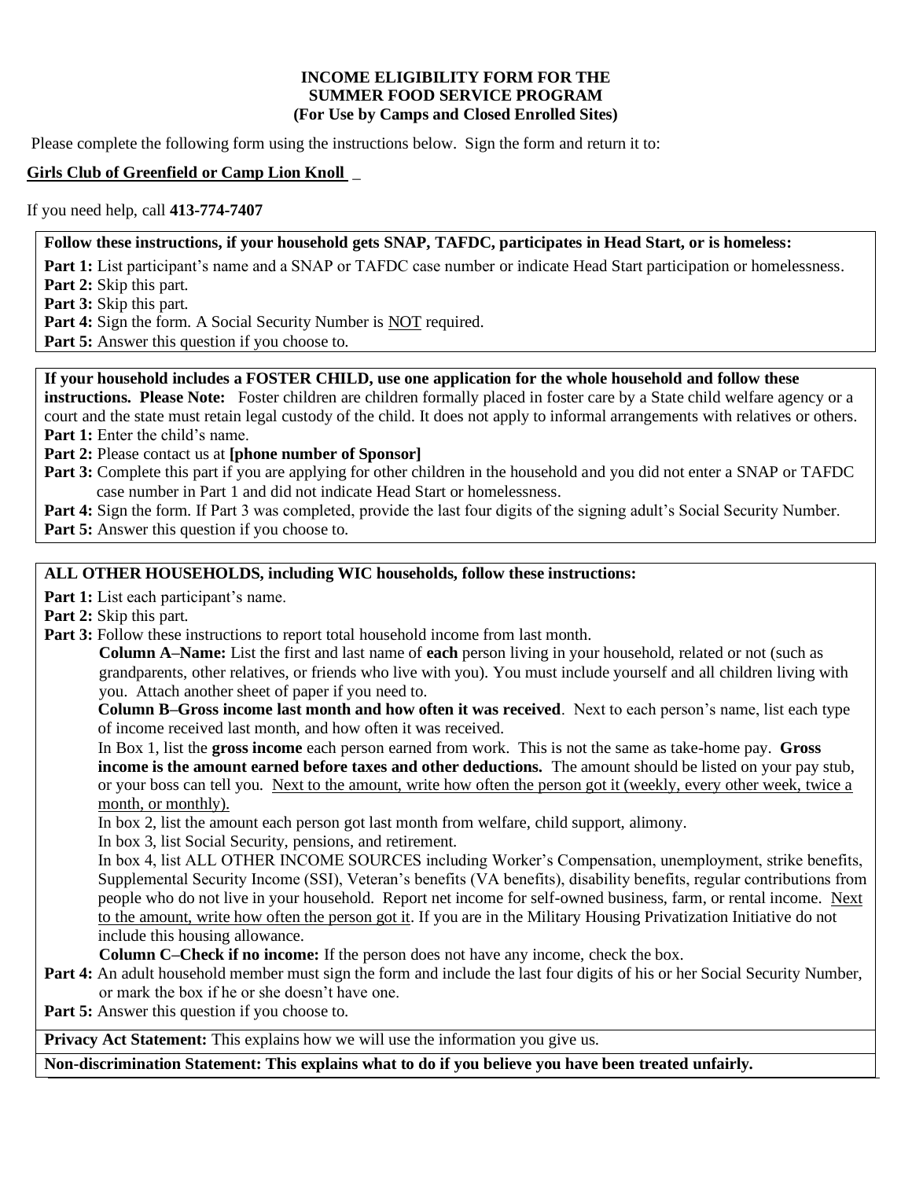**INCOME ELIGIBILITY FORM FOR THE**
**SUMMER FOOD SERVICE PROGRAM**
**(For Use by Camps and Closed Enrolled Sites)**

Please complete the following form using the instructions below. Sign the form and return it to:

**Girls Club of Greenfield or Camp Lion Knoll** _

If you need help, call **413-774-7407**

**Follow these instructions, if your household gets SNAP, TAFDC, participates in Head Start, or is homeless:**

**Part 1:** List participant's name and a SNAP or TAFDC case number or indicate Head Start participation or homelessness.
**Part 2:** Skip this part.
**Part 3:** Skip this part.
**Part 4:** Sign the form. A Social Security Number is NOT required.
**Part 5:** Answer this question if you choose to.

**If your household includes a FOSTER CHILD, use one application for the whole household and follow these instructions. Please Note:** Foster children are children formally placed in foster care by a State child welfare agency or a court and the state must retain legal custody of the child. It does not apply to informal arrangements with relatives or others.
**Part 1:** Enter the child's name.
**Part 2:** Please contact us at **[phone number of Sponsor]**
**Part 3:** Complete this part if you are applying for other children in the household and you did not enter a SNAP or TAFDC case number in Part 1 and did not indicate Head Start or homelessness.
**Part 4:** Sign the form. If Part 3 was completed, provide the last four digits of the signing adult's Social Security Number.
**Part 5:** Answer this question if you choose to.

**ALL OTHER HOUSEHOLDS, including WIC households, follow these instructions:**

**Part 1:** List each participant's name.
**Part 2:** Skip this part.
**Part 3:** Follow these instructions to report total household income from last month.

**Column A–Name:** List the first and last name of **each** person living in your household, related or not (such as grandparents, other relatives, or friends who live with you). You must include yourself and all children living with you. Attach another sheet of paper if you need to.

**Column B–Gross income last month and how often it was received**. Next to each person's name, list each type of income received last month, and how often it was received.

In Box 1, list the **gross income** each person earned from work. This is not the same as take-home pay. **Gross income is the amount earned before taxes and other deductions.** The amount should be listed on your pay stub, or your boss can tell you. Next to the amount, write how often the person got it (weekly, every other week, twice a month, or monthly).

In box 2, list the amount each person got last month from welfare, child support, alimony.

In box 3, list Social Security, pensions, and retirement.

In box 4, list ALL OTHER INCOME SOURCES including Worker's Compensation, unemployment, strike benefits, Supplemental Security Income (SSI), Veteran's benefits (VA benefits), disability benefits, regular contributions from people who do not live in your household. Report net income for self-owned business, farm, or rental income. Next to the amount, write how often the person got it. If you are in the Military Housing Privatization Initiative do not include this housing allowance.

**Column C–Check if no income:** If the person does not have any income, check the box.

**Part 4:** An adult household member must sign the form and include the last four digits of his or her Social Security Number, or mark the box if he or she doesn't have one.
**Part 5:** Answer this question if you choose to.

**Privacy Act Statement:** This explains how we will use the information you give us.

**Non-discrimination Statement: This explains what to do if you believe you have been treated unfairly.**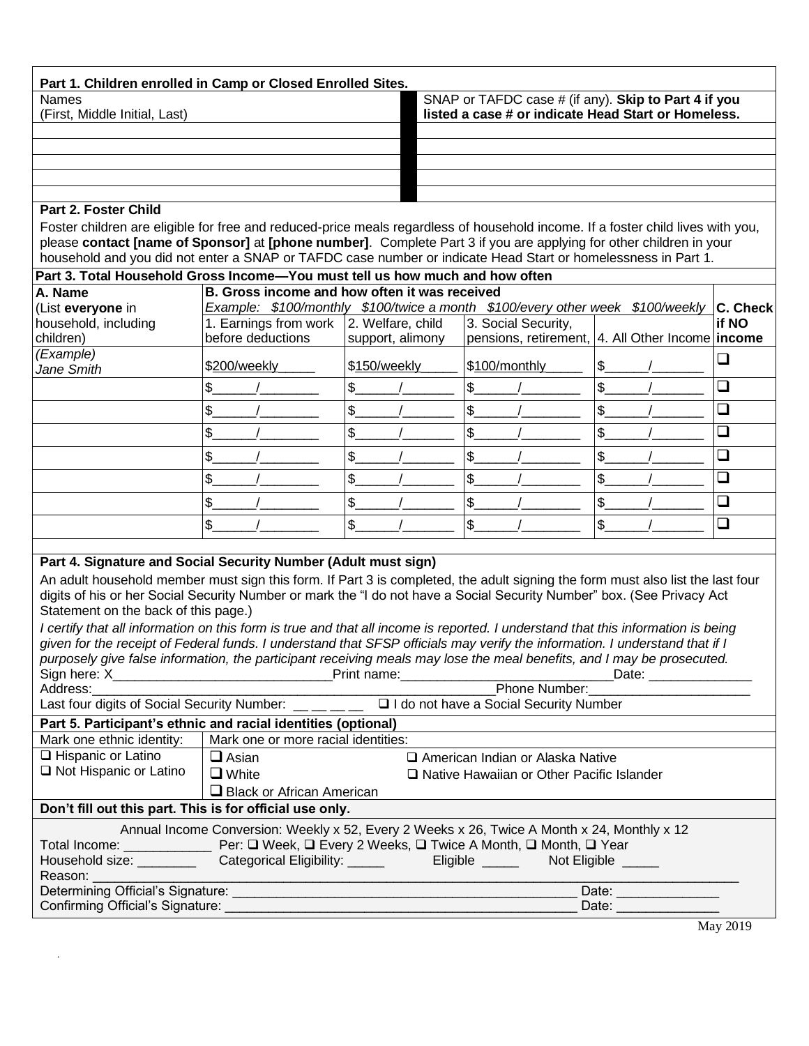## Part 1. Children enrolled in Camp or Closed Enrolled Sites.

| Names (First, Middle Initial, Last) | SNAP or TAFDC case # (if any). **Skip to Part 4 if you listed a case # or indicate Head Start or Homeless.** |
|---|---|
| | |
| | |
| | |
| | |
| | |

## Part 2. Foster Child

Foster children are eligible for free and reduced-price meals regardless of household income. If a foster child lives with you, please **contact [name of Sponsor]** at **[phone number]**. Complete Part 3 if you are applying for other children in your household and you did not enter a SNAP or TAFDC case number or indicate Head Start or homelessness in Part 1.

## Part 3. Total Household Gross Income—You must tell us how much and how often

| **A. Name** (List **everyone** in household, including children) | **B. Gross income and how often it was received** *Example: $100/monthly $100/twice a month $100/every other week $100/weekly* 1. Earnings from work before deductions | 2. Welfare, child support, alimony | 3. Social Security, pensions, retirement, | 4. All Other Income | **C. Check if NO income** |
|---|---|---|---|---|---|
| *(Example) Jane Smith* | $200/weekly_____ | $150/weekly_____ | $100/monthly_____ | $______/_______ | ❑ |
| | $______/________ | $______/_______ | $______/________ | $______/_______ | ❑ |
| | $______/________ | $______/_______ | $______/________ | $______/_______ | ❑ |
| | $______/________ | $______/_______ | $______/________ | $______/_______ | ❑ |
| | $______/________ | $______/_______ | $______/________ | $______/_______ | ❑ |
| | $______/________ | $______/_______ | $______/________ | $______/_______ | ❑ |
| | $______/________ | $______/_______ | $______/________ | $______/_______ | ❑ |
| | $______/________ | $______/_______ | $______/________ | $______/_______ | ❑ |

## Part 4. Signature and Social Security Number (Adult must sign)

An adult household member must sign this form. If Part 3 is completed, the adult signing the form must also list the last four digits of his or her Social Security Number or mark the "I do not have a Social Security Number" box. (See Privacy Act Statement on the back of this page.)

*I certify that all information on this form is true and that all income is reported. I understand that this information is being given for the receipt of Federal funds. I understand that SFSP officials may verify the information. I understand that if I purposely give false information, the participant receiving meals may lose the meal benefits, and I may be prosecuted.*

Sign here: X______________________________Print name:_____________________________Date: ______________

Address:_______________________________________________________________Phone Number:______________________

Last four digits of Social Security Number: __ __ __ __ ❑ I do not have a Social Security Number

## Part 5. Participant's ethnic and racial identities (optional)

| Mark one ethnic identity: | Mark one or more racial identities: | |
|---|---|---|
| ❑ Hispanic or Latino | ❑ Asian | ❑ American Indian or Alaska Native |
| ❑ Not Hispanic or Latino | ❑ White | ❑ Native Hawaiian or Other Pacific Islander |
| | ❑ Black or African American | |

**Don't fill out this part. This is for official use only.**

Annual Income Conversion: Weekly x 52, Every 2 Weeks x 26, Twice A Month x 24, Monthly x 12

Total Income: ____________ Per: ❑ Week, ❑ Every 2 Weeks, ❑ Twice A Month, ❑ Month, ❑ Year

Household size: ________ Categorical Eligibility: _____ Eligible _____ Not Eligible _____

Reason: ______________________________________________________________________________________________

Determining Official's Signature: ________________________________________________ Date: ______________

Confirming Official's Signature: _________________________________________________ Date: ______________

May 2019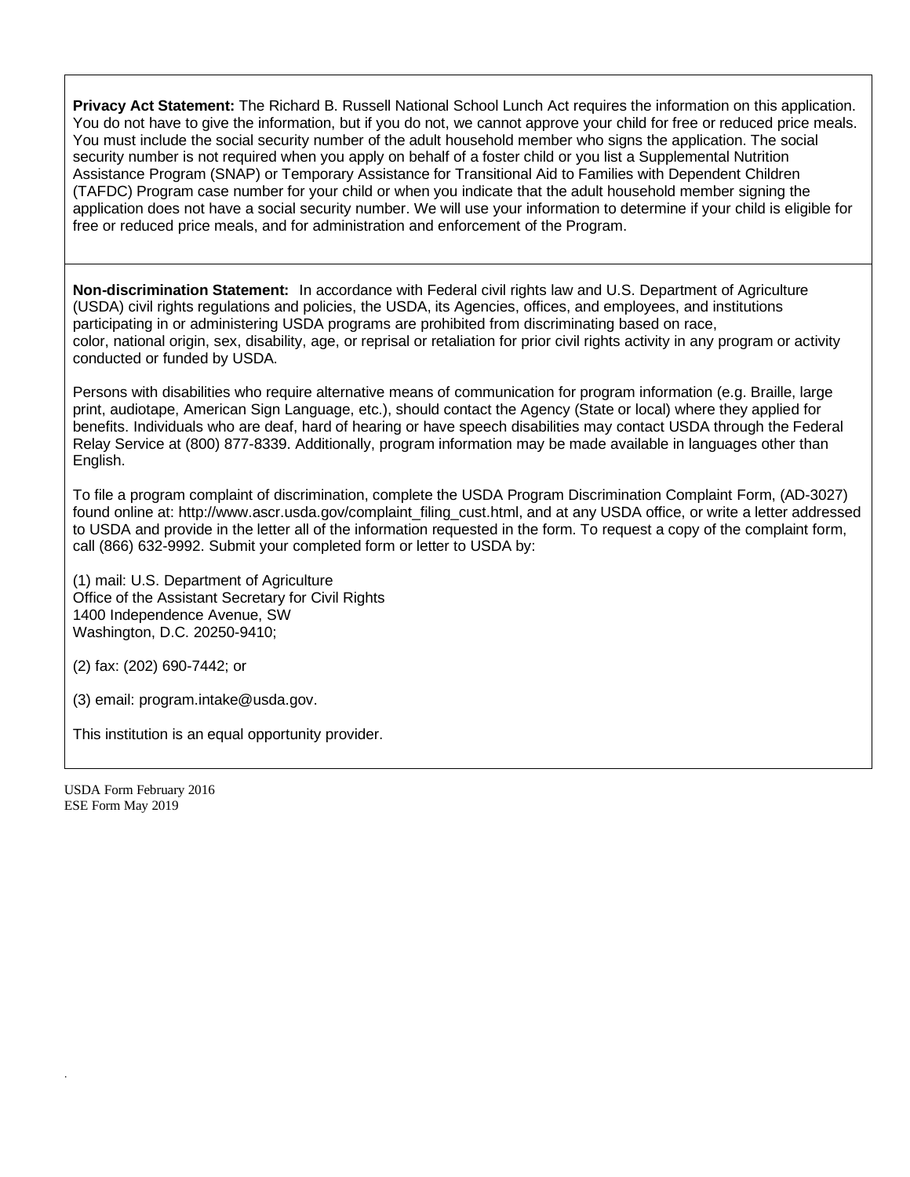**Privacy Act Statement:** The Richard B. Russell National School Lunch Act requires the information on this application. You do not have to give the information, but if you do not, we cannot approve your child for free or reduced price meals. You must include the social security number of the adult household member who signs the application. The social security number is not required when you apply on behalf of a foster child or you list a Supplemental Nutrition Assistance Program (SNAP) or Temporary Assistance for Transitional Aid to Families with Dependent Children (TAFDC) Program case number for your child or when you indicate that the adult household member signing the application does not have a social security number. We will use your information to determine if your child is eligible for free or reduced price meals, and for administration and enforcement of the Program.

**Non-discrimination Statement:** In accordance with Federal civil rights law and U.S. Department of Agriculture (USDA) civil rights regulations and policies, the USDA, its Agencies, offices, and employees, and institutions participating in or administering USDA programs are prohibited from discriminating based on race, color, national origin, sex, disability, age, or reprisal or retaliation for prior civil rights activity in any program or activity conducted or funded by USDA.

Persons with disabilities who require alternative means of communication for program information (e.g. Braille, large print, audiotape, American Sign Language, etc.), should contact the Agency (State or local) where they applied for benefits. Individuals who are deaf, hard of hearing or have speech disabilities may contact USDA through the Federal Relay Service at (800) 877-8339. Additionally, program information may be made available in languages other than English.

To file a program complaint of discrimination, complete the USDA Program Discrimination Complaint Form, (AD-3027) found online at: http://www.ascr.usda.gov/complaint_filing_cust.html, and at any USDA office, or write a letter addressed to USDA and provide in the letter all of the information requested in the form. To request a copy of the complaint form, call (866) 632-9992. Submit your completed form or letter to USDA by:

(1) mail: U.S. Department of Agriculture
Office of the Assistant Secretary for Civil Rights
1400 Independence Avenue, SW
Washington, D.C. 20250-9410;

(2) fax: (202) 690-7442; or

(3) email: program.intake@usda.gov.

This institution is an equal opportunity provider.

USDA Form February 2016
ESE Form May 2019